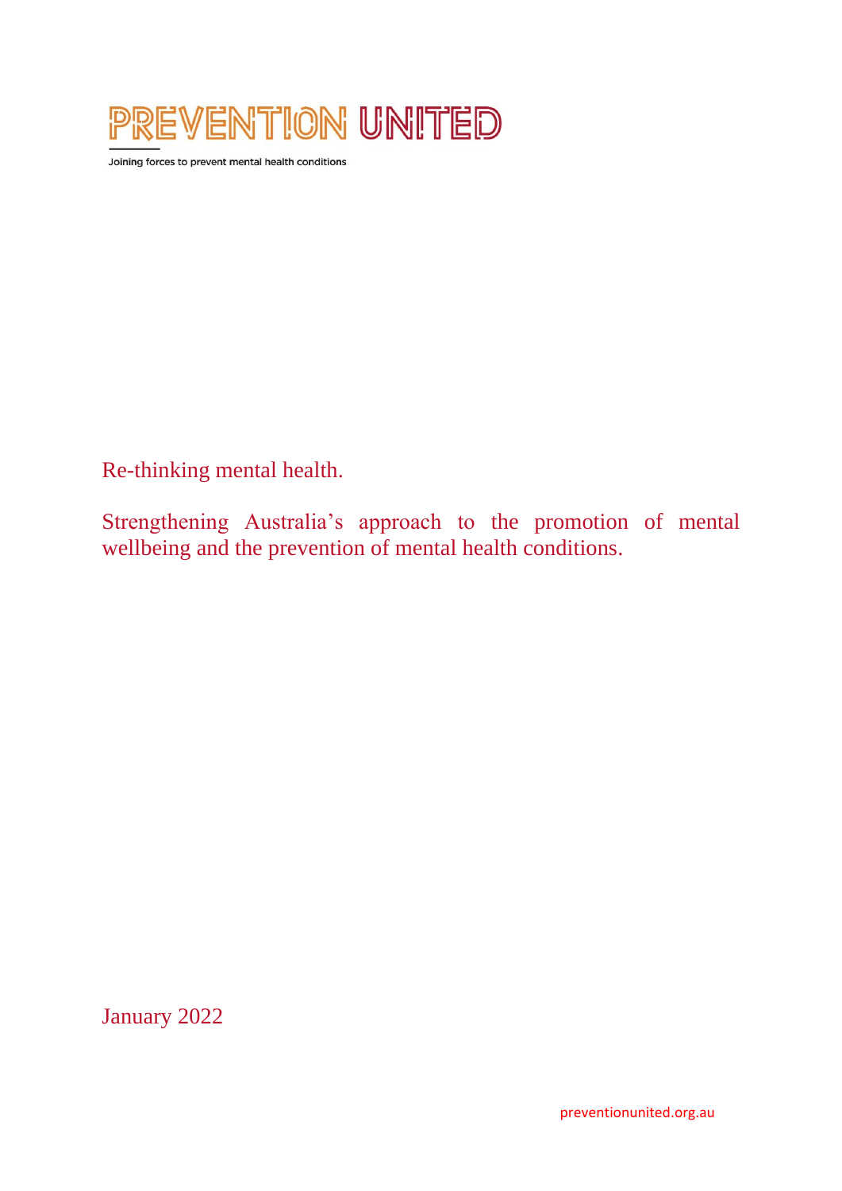PREVENTION UNITED

Joining forces to prevent mental health conditions

# Re-thinking mental health.

## Strengthening Australia's approach to the promotion of mental wellbeing and the prevention of mental health conditions.

January 2022

preventionunited.org.au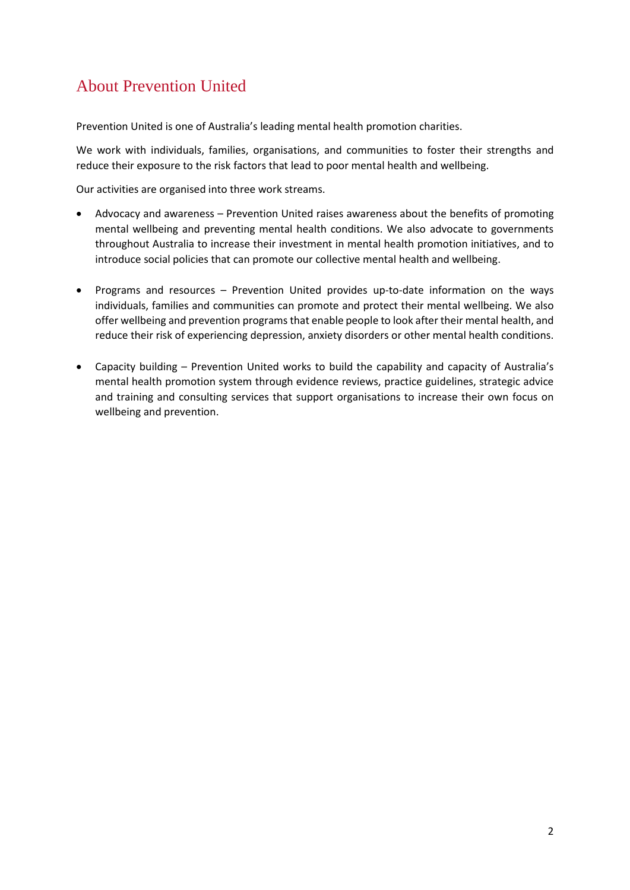# About Prevention United

Prevention United is one of Australia's leading mental health promotion charities.

We work with individuals, families, organisations, and communities to foster their strengths and reduce their exposure to the risk factors that lead to poor mental health and wellbeing.

Our activities are organised into three work streams.

- Advocacy and awareness – Prevention United raises awareness about the benefits of promoting mental wellbeing and preventing mental health conditions. We also advocate to governments throughout Australia to increase their investment in mental health promotion initiatives, and to introduce social policies that can promote our collective mental health and wellbeing.

- Programs and resources – Prevention United provides up-to-date information on the ways individuals, families and communities can promote and protect their mental wellbeing. We also offer wellbeing and prevention programs that enable people to look after their mental health, and reduce their risk of experiencing depression, anxiety disorders or other mental health conditions.

- Capacity building – Prevention United works to build the capability and capacity of Australia's mental health promotion system through evidence reviews, practice guidelines, strategic advice and training and consulting services that support organisations to increase their own focus on wellbeing and prevention.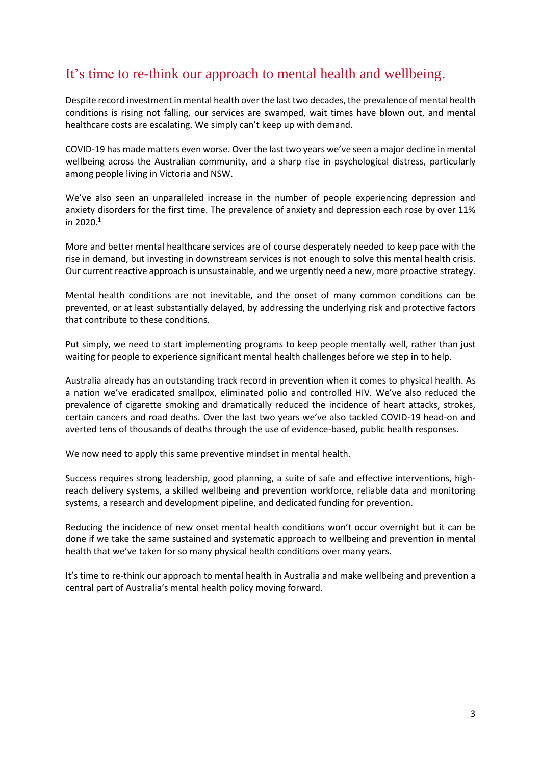# It's time to re-think our approach to mental health and wellbeing.

Despite record investment in mental health over the last two decades, the prevalence of mental health conditions is rising not falling, our services are swamped, wait times have blown out, and mental healthcare costs are escalating. We simply can't keep up with demand.

COVID-19 has made matters even worse. Over the last two years we've seen a major decline in mental wellbeing across the Australian community, and a sharp rise in psychological distress, particularly among people living in Victoria and NSW.

We've also seen an unparalleled increase in the number of people experiencing depression and anxiety disorders for the first time. The prevalence of anxiety and depression each rose by over 11% in 2020.[1]

More and better mental healthcare services are of course desperately needed to keep pace with the rise in demand, but investing in downstream services is not enough to solve this mental health crisis. Our current reactive approach is unsustainable, and we urgently need a new, more proactive strategy.

Mental health conditions are not inevitable, and the onset of many common conditions can be prevented, or at least substantially delayed, by addressing the underlying risk and protective factors that contribute to these conditions.

Put simply, we need to start implementing programs to keep people mentally well, rather than just waiting for people to experience significant mental health challenges before we step in to help.

Australia already has an outstanding track record in prevention when it comes to physical health. As a nation we've eradicated smallpox, eliminated polio and controlled HIV. We've also reduced the prevalence of cigarette smoking and dramatically reduced the incidence of heart attacks, strokes, certain cancers and road deaths. Over the last two years we've also tackled COVID-19 head-on and averted tens of thousands of deaths through the use of evidence-based, public health responses.

We now need to apply this same preventive mindset in mental health.

Success requires strong leadership, good planning, a suite of safe and effective interventions, high-reach delivery systems, a skilled wellbeing and prevention workforce, reliable data and monitoring systems, a research and development pipeline, and dedicated funding for prevention.

Reducing the incidence of new onset mental health conditions won't occur overnight but it can be done if we take the same sustained and systematic approach to wellbeing and prevention in mental health that we've taken for so many physical health conditions over many years.

It's time to re-think our approach to mental health in Australia and make wellbeing and prevention a central part of Australia's mental health policy moving forward.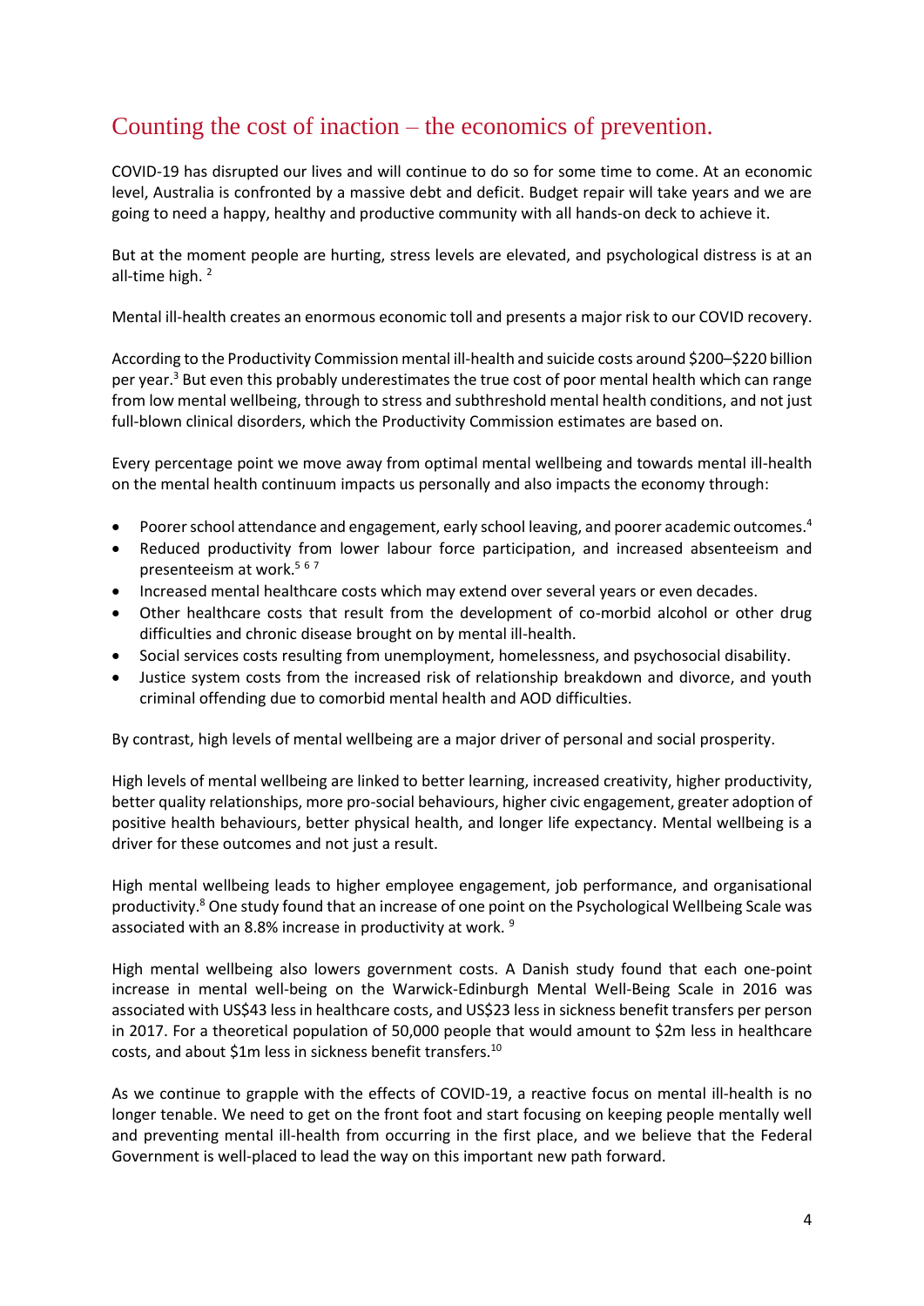# Counting the cost of inaction – the economics of prevention.

COVID-19 has disrupted our lives and will continue to do so for some time to come. At an economic level, Australia is confronted by a massive debt and deficit. Budget repair will take years and we are going to need a happy, healthy and productive community with all hands-on deck to achieve it.

But at the moment people are hurting, stress levels are elevated, and psychological distress is at an all-time high. [2]

Mental ill-health creates an enormous economic toll and presents a major risk to our COVID recovery.

According to the Productivity Commission mental ill-health and suicide costs around $200–$220 billion per year.[3] But even this probably underestimates the true cost of poor mental health which can range from low mental wellbeing, through to stress and subthreshold mental health conditions, and not just full-blown clinical disorders, which the Productivity Commission estimates are based on.

Every percentage point we move away from optimal mental wellbeing and towards mental ill-health on the mental health continuum impacts us personally and also impacts the economy through:

- Poorer school attendance and engagement, early school leaving, and poorer academic outcomes.[4]
- Reduced productivity from lower labour force participation, and increased absenteeism and presenteeism at work.[5] [6] [7]
- Increased mental healthcare costs which may extend over several years or even decades.
- Other healthcare costs that result from the development of co-morbid alcohol or other drug difficulties and chronic disease brought on by mental ill-health.
- Social services costs resulting from unemployment, homelessness, and psychosocial disability.
- Justice system costs from the increased risk of relationship breakdown and divorce, and youth criminal offending due to comorbid mental health and AOD difficulties.

By contrast, high levels of mental wellbeing are a major driver of personal and social prosperity.

High levels of mental wellbeing are linked to better learning, increased creativity, higher productivity, better quality relationships, more pro-social behaviours, higher civic engagement, greater adoption of positive health behaviours, better physical health, and longer life expectancy. Mental wellbeing is a driver for these outcomes and not just a result.

High mental wellbeing leads to higher employee engagement, job performance, and organisational productivity.[8] One study found that an increase of one point on the Psychological Wellbeing Scale was associated with an 8.8% increase in productivity at work. [9]

High mental wellbeing also lowers government costs. A Danish study found that each one-point increase in mental well-being on the Warwick-Edinburgh Mental Well-Being Scale in 2016 was associated with US$43 less in healthcare costs, and US$23 less in sickness benefit transfers per person in 2017. For a theoretical population of 50,000 people that would amount to $2m less in healthcare costs, and about $1m less in sickness benefit transfers.[10]

As we continue to grapple with the effects of COVID-19, a reactive focus on mental ill-health is no longer tenable. We need to get on the front foot and start focusing on keeping people mentally well and preventing mental ill-health from occurring in the first place, and we believe that the Federal Government is well-placed to lead the way on this important new path forward.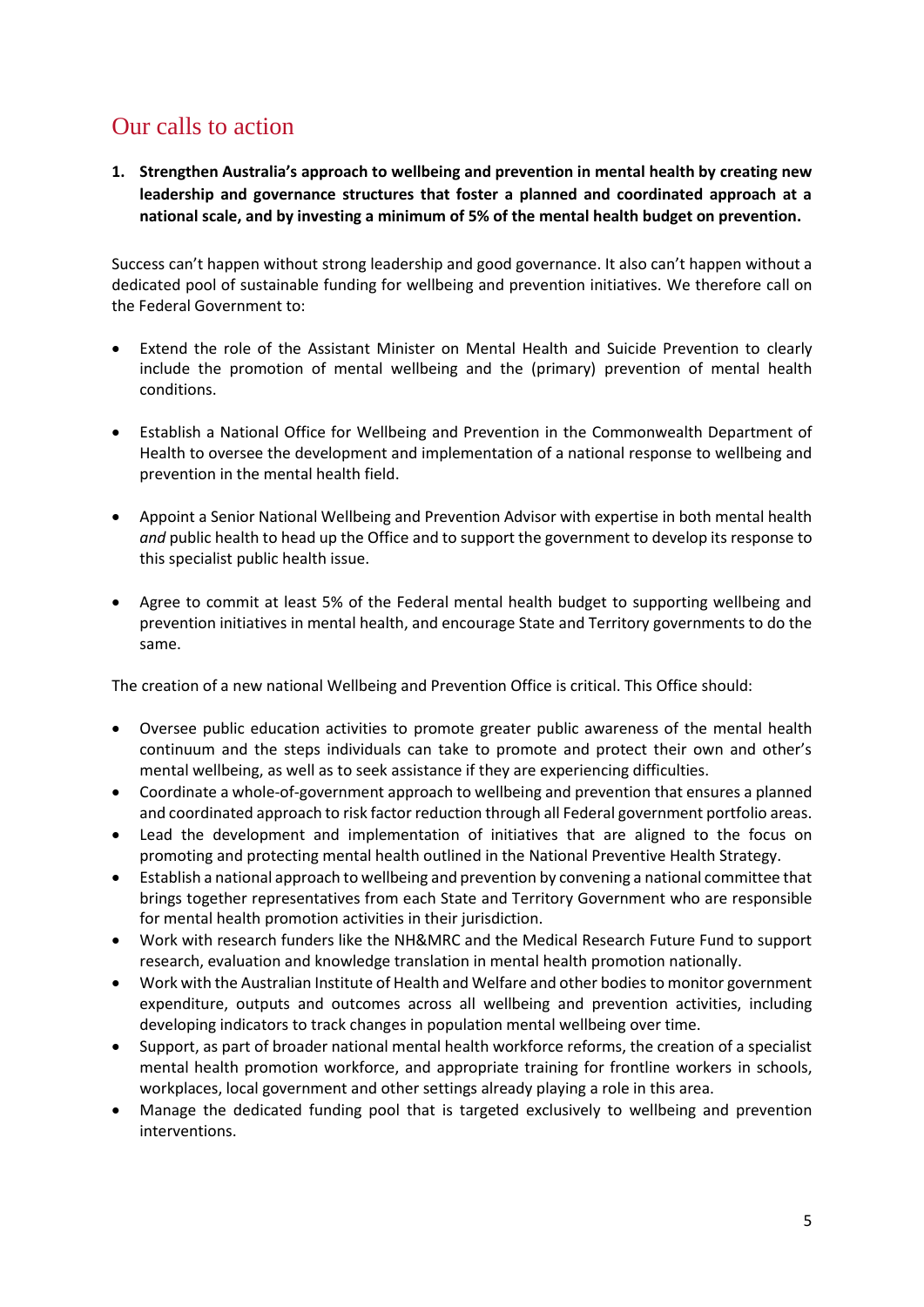## Our calls to action

1. **Strengthen Australia's approach to wellbeing and prevention in mental health by creating new leadership and governance structures that foster a planned and coordinated approach at a national scale, and by investing a minimum of 5% of the mental health budget on prevention.**

Success can't happen without strong leadership and good governance. It also can't happen without a dedicated pool of sustainable funding for wellbeing and prevention initiatives. We therefore call on the Federal Government to:

- Extend the role of the Assistant Minister on Mental Health and Suicide Prevention to clearly include the promotion of mental wellbeing and the (primary) prevention of mental health conditions.

- Establish a National Office for Wellbeing and Prevention in the Commonwealth Department of Health to oversee the development and implementation of a national response to wellbeing and prevention in the mental health field.

- Appoint a Senior National Wellbeing and Prevention Advisor with expertise in both mental health *and* public health to head up the Office and to support the government to develop its response to this specialist public health issue.

- Agree to commit at least 5% of the Federal mental health budget to supporting wellbeing and prevention initiatives in mental health, and encourage State and Territory governments to do the same.

The creation of a new national Wellbeing and Prevention Office is critical. This Office should:

- Oversee public education activities to promote greater public awareness of the mental health continuum and the steps individuals can take to promote and protect their own and other's mental wellbeing, as well as to seek assistance if they are experiencing difficulties.
- Coordinate a whole-of-government approach to wellbeing and prevention that ensures a planned and coordinated approach to risk factor reduction through all Federal government portfolio areas.
- Lead the development and implementation of initiatives that are aligned to the focus on promoting and protecting mental health outlined in the National Preventive Health Strategy.
- Establish a national approach to wellbeing and prevention by convening a national committee that brings together representatives from each State and Territory Government who are responsible for mental health promotion activities in their jurisdiction.
- Work with research funders like the NH&MRC and the Medical Research Future Fund to support research, evaluation and knowledge translation in mental health promotion nationally.
- Work with the Australian Institute of Health and Welfare and other bodies to monitor government expenditure, outputs and outcomes across all wellbeing and prevention activities, including developing indicators to track changes in population mental wellbeing over time.
- Support, as part of broader national mental health workforce reforms, the creation of a specialist mental health promotion workforce, and appropriate training for frontline workers in schools, workplaces, local government and other settings already playing a role in this area.
- Manage the dedicated funding pool that is targeted exclusively to wellbeing and prevention interventions.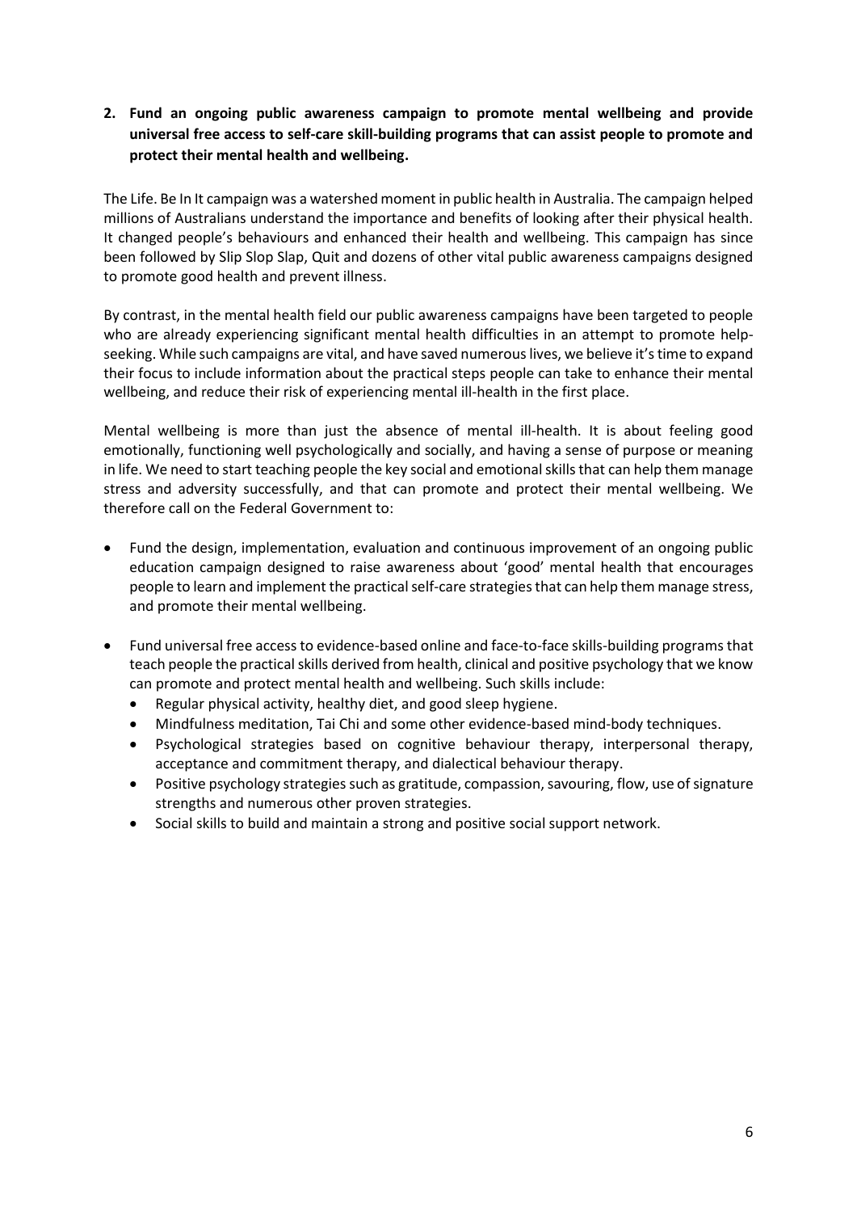**2. Fund an ongoing public awareness campaign to promote mental wellbeing and provide universal free access to self-care skill-building programs that can assist people to promote and protect their mental health and wellbeing.**

The Life. Be In It campaign was a watershed moment in public health in Australia. The campaign helped millions of Australians understand the importance and benefits of looking after their physical health. It changed people's behaviours and enhanced their health and wellbeing. This campaign has since been followed by Slip Slop Slap, Quit and dozens of other vital public awareness campaigns designed to promote good health and prevent illness.

By contrast, in the mental health field our public awareness campaigns have been targeted to people who are already experiencing significant mental health difficulties in an attempt to promote help-seeking. While such campaigns are vital, and have saved numerous lives, we believe it's time to expand their focus to include information about the practical steps people can take to enhance their mental wellbeing, and reduce their risk of experiencing mental ill-health in the first place.

Mental wellbeing is more than just the absence of mental ill-health. It is about feeling good emotionally, functioning well psychologically and socially, and having a sense of purpose or meaning in life. We need to start teaching people the key social and emotional skills that can help them manage stress and adversity successfully, and that can promote and protect their mental wellbeing. We therefore call on the Federal Government to:

- Fund the design, implementation, evaluation and continuous improvement of an ongoing public education campaign designed to raise awareness about 'good' mental health that encourages people to learn and implement the practical self-care strategies that can help them manage stress, and promote their mental wellbeing.
- Fund universal free access to evidence-based online and face-to-face skills-building programs that teach people the practical skills derived from health, clinical and positive psychology that we know can promote and protect mental health and wellbeing. Such skills include:
  - Regular physical activity, healthy diet, and good sleep hygiene.
  - Mindfulness meditation, Tai Chi and some other evidence-based mind-body techniques.
  - Psychological strategies based on cognitive behaviour therapy, interpersonal therapy, acceptance and commitment therapy, and dialectical behaviour therapy.
  - Positive psychology strategies such as gratitude, compassion, savouring, flow, use of signature strengths and numerous other proven strategies.
  - Social skills to build and maintain a strong and positive social support network.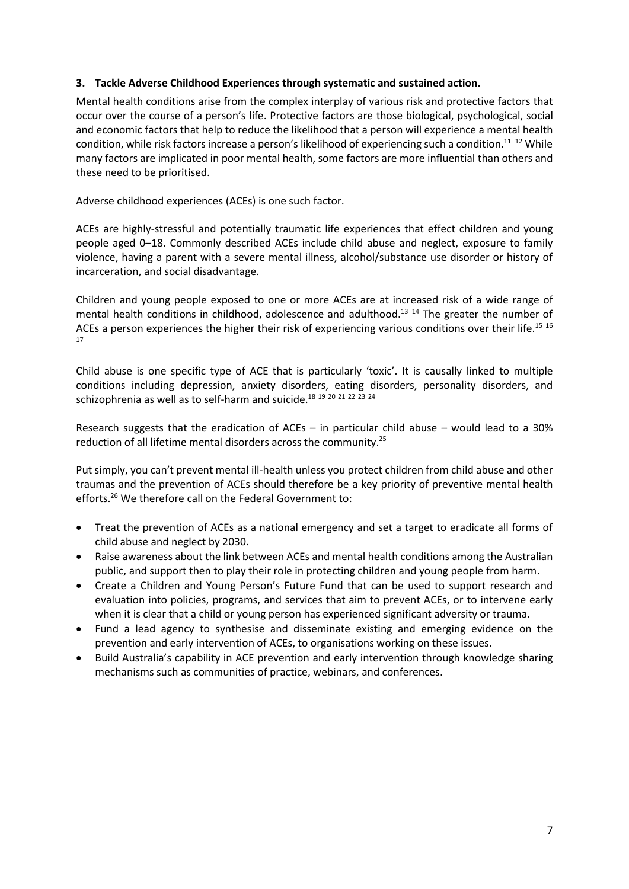**3. Tackle Adverse Childhood Experiences through systematic and sustained action.**

Mental health conditions arise from the complex interplay of various risk and protective factors that occur over the course of a person's life. Protective factors are those biological, psychological, social and economic factors that help to reduce the likelihood that a person will experience a mental health condition, while risk factors increase a person's likelihood of experiencing such a condition.[11] [12] While many factors are implicated in poor mental health, some factors are more influential than others and these need to be prioritised.

Adverse childhood experiences (ACEs) is one such factor.

ACEs are highly-stressful and potentially traumatic life experiences that effect children and young people aged 0–18. Commonly described ACEs include child abuse and neglect, exposure to family violence, having a parent with a severe mental illness, alcohol/substance use disorder or history of incarceration, and social disadvantage.

Children and young people exposed to one or more ACEs are at increased risk of a wide range of mental health conditions in childhood, adolescence and adulthood.[13] [14] The greater the number of ACEs a person experiences the higher their risk of experiencing various conditions over their life.[15] [16] [17]

Child abuse is one specific type of ACE that is particularly 'toxic'. It is causally linked to multiple conditions including depression, anxiety disorders, eating disorders, personality disorders, and schizophrenia as well as to self-harm and suicide.[18] [19] [20] [21] [22] [23] [24]

Research suggests that the eradication of ACEs – in particular child abuse – would lead to a 30% reduction of all lifetime mental disorders across the community.[25]

Put simply, you can't prevent mental ill-health unless you protect children from child abuse and other traumas and the prevention of ACEs should therefore be a key priority of preventive mental health efforts.[26] We therefore call on the Federal Government to:

- Treat the prevention of ACEs as a national emergency and set a target to eradicate all forms of child abuse and neglect by 2030.
- Raise awareness about the link between ACEs and mental health conditions among the Australian public, and support then to play their role in protecting children and young people from harm.
- Create a Children and Young Person's Future Fund that can be used to support research and evaluation into policies, programs, and services that aim to prevent ACEs, or to intervene early when it is clear that a child or young person has experienced significant adversity or trauma.
- Fund a lead agency to synthesise and disseminate existing and emerging evidence on the prevention and early intervention of ACEs, to organisations working on these issues.
- Build Australia's capability in ACE prevention and early intervention through knowledge sharing mechanisms such as communities of practice, webinars, and conferences.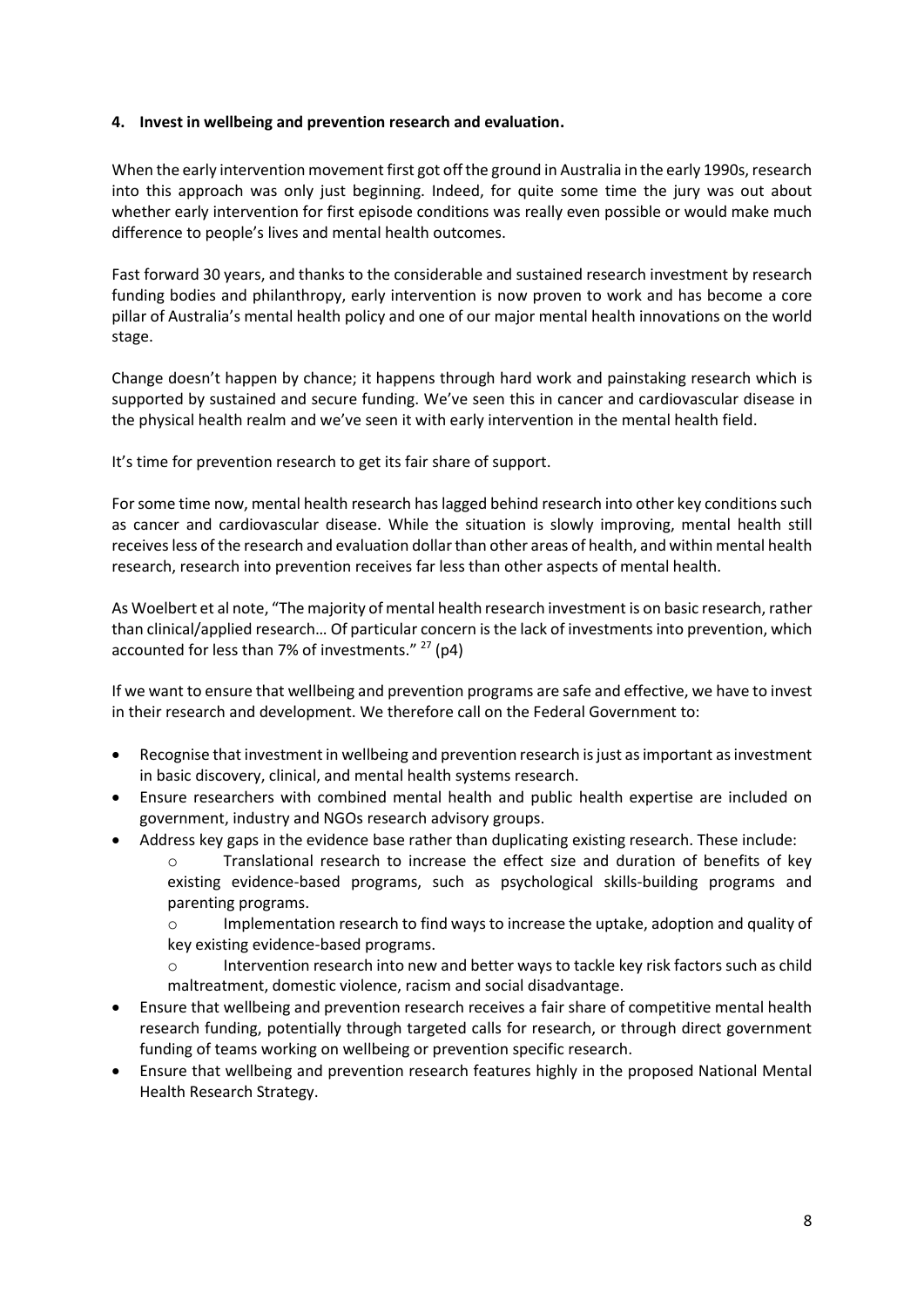**4. Invest in wellbeing and prevention research and evaluation.**

When the early intervention movement first got off the ground in Australia in the early 1990s, research into this approach was only just beginning. Indeed, for quite some time the jury was out about whether early intervention for first episode conditions was really even possible or would make much difference to people's lives and mental health outcomes.

Fast forward 30 years, and thanks to the considerable and sustained research investment by research funding bodies and philanthropy, early intervention is now proven to work and has become a core pillar of Australia's mental health policy and one of our major mental health innovations on the world stage.

Change doesn't happen by chance; it happens through hard work and painstaking research which is supported by sustained and secure funding. We've seen this in cancer and cardiovascular disease in the physical health realm and we've seen it with early intervention in the mental health field.

It's time for prevention research to get its fair share of support.

For some time now, mental health research has lagged behind research into other key conditions such as cancer and cardiovascular disease. While the situation is slowly improving, mental health still receives less of the research and evaluation dollar than other areas of health, and within mental health research, research into prevention receives far less than other aspects of mental health.

As Woelbert et al note, "The majority of mental health research investment is on basic research, rather than clinical/applied research… Of particular concern is the lack of investments into prevention, which accounted for less than 7% of investments." [27] (p4)

If we want to ensure that wellbeing and prevention programs are safe and effective, we have to invest in their research and development. We therefore call on the Federal Government to:

- Recognise that investment in wellbeing and prevention research is just as important as investment in basic discovery, clinical, and mental health systems research.
- Ensure researchers with combined mental health and public health expertise are included on government, industry and NGOs research advisory groups.
- Address key gaps in the evidence base rather than duplicating existing research. These include:
  - Translational research to increase the effect size and duration of benefits of key existing evidence-based programs, such as psychological skills-building programs and parenting programs.
  - Implementation research to find ways to increase the uptake, adoption and quality of key existing evidence-based programs.
  - Intervention research into new and better ways to tackle key risk factors such as child maltreatment, domestic violence, racism and social disadvantage.
- Ensure that wellbeing and prevention research receives a fair share of competitive mental health research funding, potentially through targeted calls for research, or through direct government funding of teams working on wellbeing or prevention specific research.
- Ensure that wellbeing and prevention research features highly in the proposed National Mental Health Research Strategy.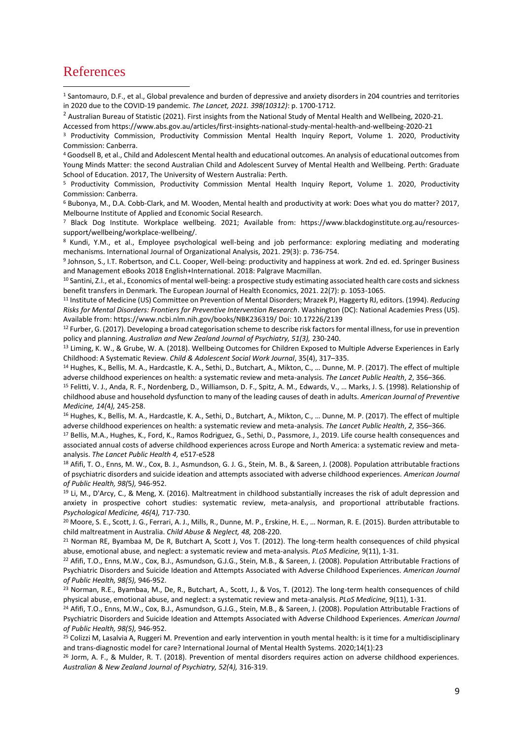# References

[1] Santomauro, D.F., et al., Global prevalence and burden of depressive and anxiety disorders in 204 countries and territories in 2020 due to the COVID-19 pandemic. *The Lancet, 2021. 398(10312)*: p. 1700-1712.

[2] Australian Bureau of Statistic (2021). First insights from the National Study of Mental Health and Wellbeing, 2020-21. Accessed from https://www.abs.gov.au/articles/first-insights-national-study-mental-health-and-wellbeing-2020-21

[3] Productivity Commission, Productivity Commission Mental Health Inquiry Report, Volume 1. 2020, Productivity Commission: Canberra.

[4] Goodsell B, et al., Child and Adolescent Mental health and educational outcomes. An analysis of educational outcomes from Young Minds Matter: the second Australian Child and Adolescent Survey of Mental Health and Wellbeing. Perth: Graduate School of Education. 2017, The University of Western Australia: Perth.

[5] Productivity Commission, Productivity Commission Mental Health Inquiry Report, Volume 1. 2020, Productivity Commission: Canberra.

[6] Bubonya, M., D.A. Cobb-Clark, and M. Wooden, Mental health and productivity at work: Does what you do matter? 2017, Melbourne Institute of Applied and Economic Social Research.

[7] Black Dog Institute. Workplace wellbeing. 2021; Available from: https://www.blackdoginstitute.org.au/resources-support/wellbeing/workplace-wellbeing/.

[8] Kundi, Y.M., et al., Employee psychological well-being and job performance: exploring mediating and moderating mechanisms. International Journal of Organizational Analysis, 2021. 29(3): p. 736-754.

[9] Johnson, S., I.T. Robertson, and C.L. Cooper, Well-being: productivity and happiness at work. 2nd ed. ed. Springer Business and Management eBooks 2018 English+International. 2018: Palgrave Macmillan.

[10] Santini, Z.I., et al., Economics of mental well-being: a prospective study estimating associated health care costs and sickness benefit transfers in Denmark. The European Journal of Health Economics, 2021. 22(7): p. 1053-1065.

[11] Institute of Medicine (US) Committee on Prevention of Mental Disorders; Mrazek PJ, Haggerty RJ, editors. (1994). *Reducing Risks for Mental Disorders: Frontiers for Preventive Intervention Research*. Washington (DC): National Academies Press (US). Available from: https://www.ncbi.nlm.nih.gov/books/NBK236319/ Doi: 10.17226/2139

[12] Furber, G. (2017). Developing a broad categorisation scheme to describe risk factors for mental illness, for use in prevention policy and planning. *Australian and New Zealand Journal of Psychiatry, 51(3),* 230-240.

[13] Liming, K. W., & Grube, W. A. (2018). Wellbeing Outcomes for Children Exposed to Multiple Adverse Experiences in Early Childhood: A Systematic Review. *Child & Adolescent Social Work Journal*, 35(4), 317–335.

[14] Hughes, K., Bellis, M. A., Hardcastle, K. A., Sethi, D., Butchart, A., Mikton, C., … Dunne, M. P. (2017). The effect of multiple adverse childhood experiences on health: a systematic review and meta-analysis. *The Lancet Public Health*, *2*, 356–366.

[15] Felitti, V. J., Anda, R. F., Nordenberg, D., Williamson, D. F., Spitz, A. M., Edwards, V., … Marks, J. S. (1998). Relationship of childhood abuse and household dysfunction to many of the leading causes of death in adults. *American Journal of Preventive Medicine, 14(4),* 245-258.

[16] Hughes, K., Bellis, M. A., Hardcastle, K. A., Sethi, D., Butchart, A., Mikton, C., … Dunne, M. P. (2017). The effect of multiple adverse childhood experiences on health: a systematic review and meta-analysis. *The Lancet Public Health*, *2*, 356–366.

[17] Bellis, M.A., Hughes, K., Ford, K., Ramos Rodriguez, G., Sethi, D., Passmore, J., 2019. Life course health consequences and associated annual costs of adverse childhood experiences across Europe and North America: a systematic review and meta-analysis. *The Lancet Public Health 4,* e517-e528

[18] Afifi, T. O., Enns, M. W., Cox, B. J., Asmundson, G. J. G., Stein, M. B., & Sareen, J. (2008). Population attributable fractions of psychiatric disorders and suicide ideation and attempts associated with adverse childhood experiences. *American Journal of Public Health, 98(5),* 946-952.

[19] Li, M., D'Arcy, C., & Meng, X. (2016). Maltreatment in childhood substantially increases the risk of adult depression and anxiety in prospective cohort studies: systematic review, meta-analysis, and proportional attributable fractions. *Psychological Medicine, 46(4),* 717-730.

[20] Moore, S. E., Scott, J. G., Ferrari, A. J., Mills, R., Dunne, M. P., Erskine, H. E., … Norman, R. E. (2015). Burden attributable to child maltreatment in Australia. *Child Abuse & Neglect, 48,* 208-220.

[21] Norman RE, Byambaa M, De R, Butchart A, Scott J, Vos T. (2012). The long-term health consequences of child physical abuse, emotional abuse, and neglect: a systematic review and meta-analysis. *PLoS Medicine,* 9(11), 1-31.

[22] Afifi, T.O., Enns, M.W., Cox, B.J., Asmundson, G.J.G., Stein, M.B., & Sareen, J. (2008). Population Attributable Fractions of Psychiatric Disorders and Suicide Ideation and Attempts Associated with Adverse Childhood Experiences. *American Journal of Public Health, 98(5),* 946-952.

[23] Norman, R.E., Byambaa, M., De, R., Butchart, A., Scott, J., & Vos, T. (2012). The long-term health consequences of child physical abuse, emotional abuse, and neglect: a systematic review and meta-analysis. *PLoS Medicine,* 9(11), 1-31.

[24] Afifi, T.O., Enns, M.W., Cox, B.J., Asmundson, G.J.G., Stein, M.B., & Sareen, J. (2008). Population Attributable Fractions of Psychiatric Disorders and Suicide Ideation and Attempts Associated with Adverse Childhood Experiences. *American Journal of Public Health, 98(5),* 946-952.

[25] Colizzi M, Lasalvia A, Ruggeri M. Prevention and early intervention in youth mental health: is it time for a multidisciplinary and trans-diagnostic model for care? International Journal of Mental Health Systems. 2020;14(1):23

[26] Jorm, A. F., & Mulder, R. T. (2018). Prevention of mental disorders requires action on adverse childhood experiences. *Australian & New Zealand Journal of Psychiatry, 52(4),* 316-319.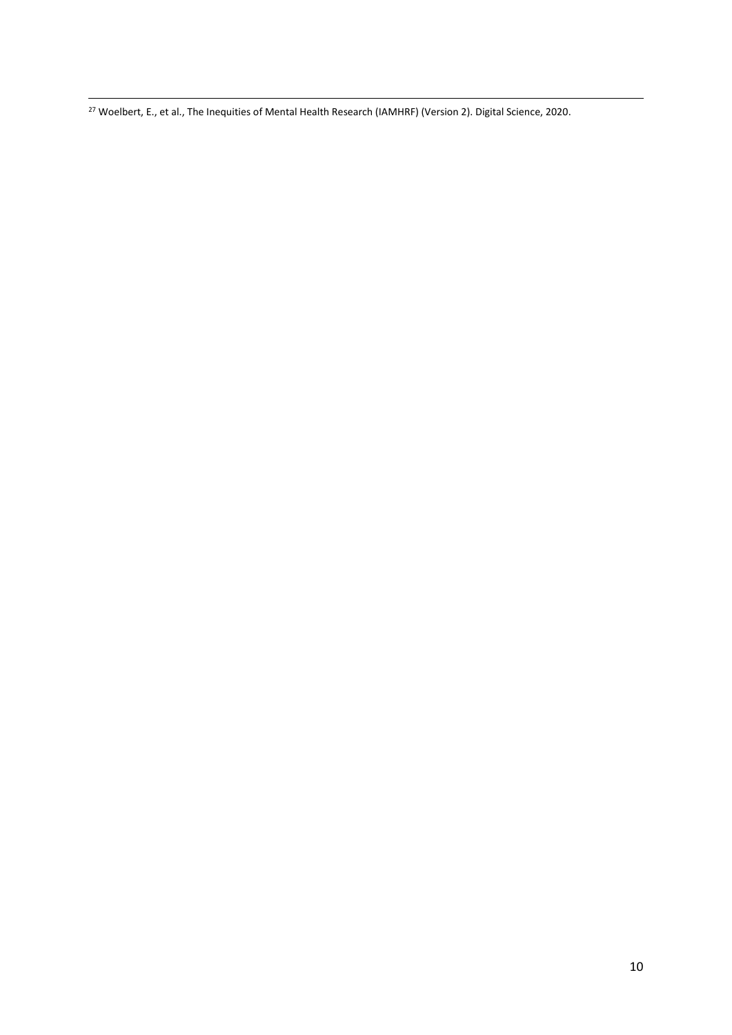[27] Woelbert, E., et al., The Inequities of Mental Health Research (IAMHRF) (Version 2). Digital Science, 2020.